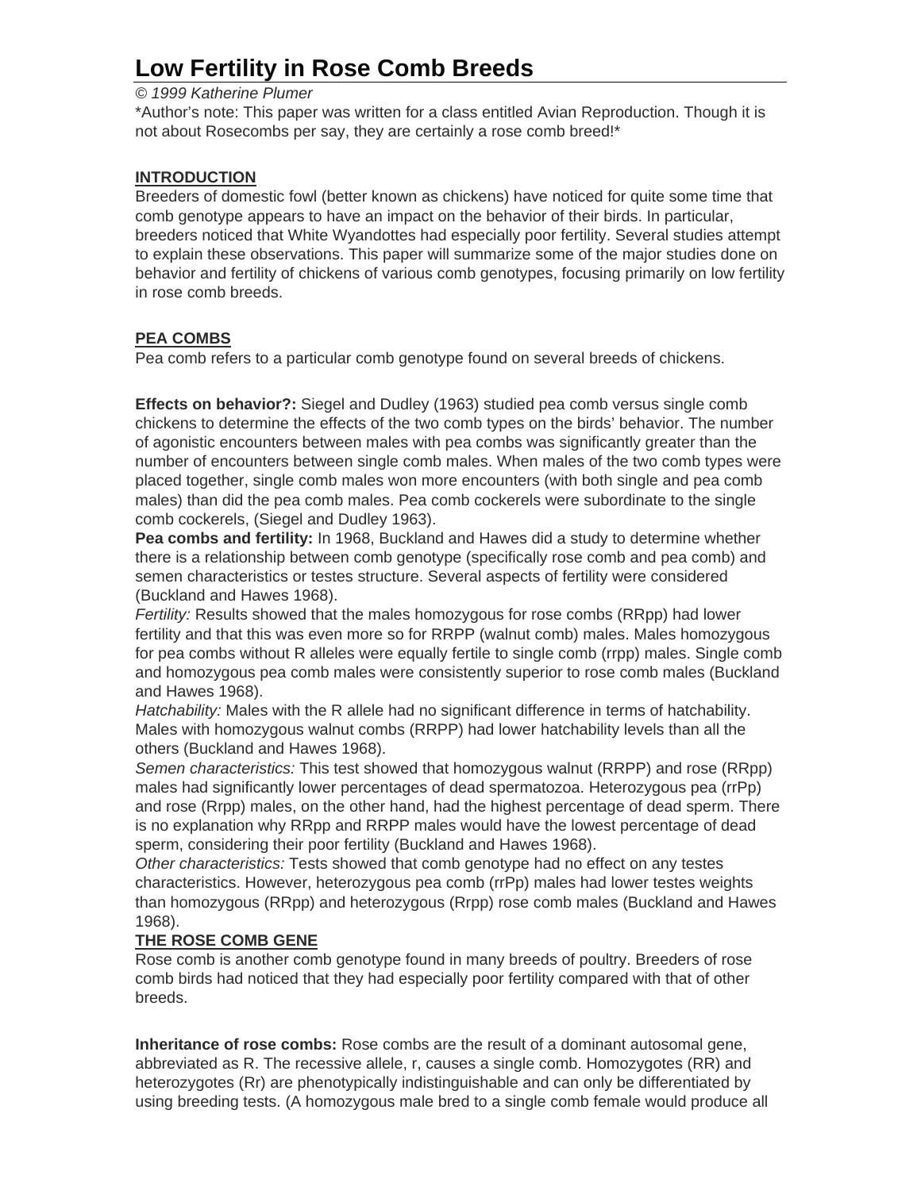# Low Fertility in Rose Comb Breeds

*© 1999 Katherine Plumer*

*Author's note: This paper was written for a class entitled Avian Reproduction. Though it is not about Rosecombs per say, they are certainly a rose comb breed!*

## INTRODUCTION

Breeders of domestic fowl (better known as chickens) have noticed for quite some time that comb genotype appears to have an impact on the behavior of their birds. In particular, breeders noticed that White Wyandottes had especially poor fertility. Several studies attempt to explain these observations. This paper will summarize some of the major studies done on behavior and fertility of chickens of various comb genotypes, focusing primarily on low fertility in rose comb breeds.

## PEA COMBS

Pea comb refers to a particular comb genotype found on several breeds of chickens.

**Effects on behavior?:** Siegel and Dudley (1963) studied pea comb versus single comb chickens to determine the effects of the two comb types on the birds' behavior. The number of agonistic encounters between males with pea combs was significantly greater than the number of encounters between single comb males. When males of the two comb types were placed together, single comb males won more encounters (with both single and pea comb males) than did the pea comb males. Pea comb cockerels were subordinate to the single comb cockerels, (Siegel and Dudley 1963).

**Pea combs and fertility:** In 1968, Buckland and Hawes did a study to determine whether there is a relationship between comb genotype (specifically rose comb and pea comb) and semen characteristics or testes structure. Several aspects of fertility were considered (Buckland and Hawes 1968).

*Fertility:* Results showed that the males homozygous for rose combs (RRpp) had lower fertility and that this was even more so for RRPP (walnut comb) males. Males homozygous for pea combs without R alleles were equally fertile to single comb (rrpp) males. Single comb and homozygous pea comb males were consistently superior to rose comb males (Buckland and Hawes 1968).

*Hatchability:* Males with the R allele had no significant difference in terms of hatchability. Males with homozygous walnut combs (RRPP) had lower hatchability levels than all the others (Buckland and Hawes 1968).

*Semen characteristics:* This test showed that homozygous walnut (RRPP) and rose (RRpp) males had significantly lower percentages of dead spermatozoa. Heterozygous pea (rrPp) and rose (Rrpp) males, on the other hand, had the highest percentage of dead sperm. There is no explanation why RRpp and RRPP males would have the lowest percentage of dead sperm, considering their poor fertility (Buckland and Hawes 1968).

*Other characteristics:* Tests showed that comb genotype had no effect on any testes characteristics. However, heterozygous pea comb (rrPp) males had lower testes weights than homozygous (RRpp) and heterozygous (Rrpp) rose comb males (Buckland and Hawes 1968).

## THE ROSE COMB GENE

Rose comb is another comb genotype found in many breeds of poultry. Breeders of rose comb birds had noticed that they had especially poor fertility compared with that of other breeds.

**Inheritance of rose combs:** Rose combs are the result of a dominant autosomal gene, abbreviated as R. The recessive allele, r, causes a single comb. Homozygotes (RR) and heterozygotes (Rr) are phenotypically indistinguishable and can only be differentiated by using breeding tests. (A homozygous male bred to a single comb female would produce all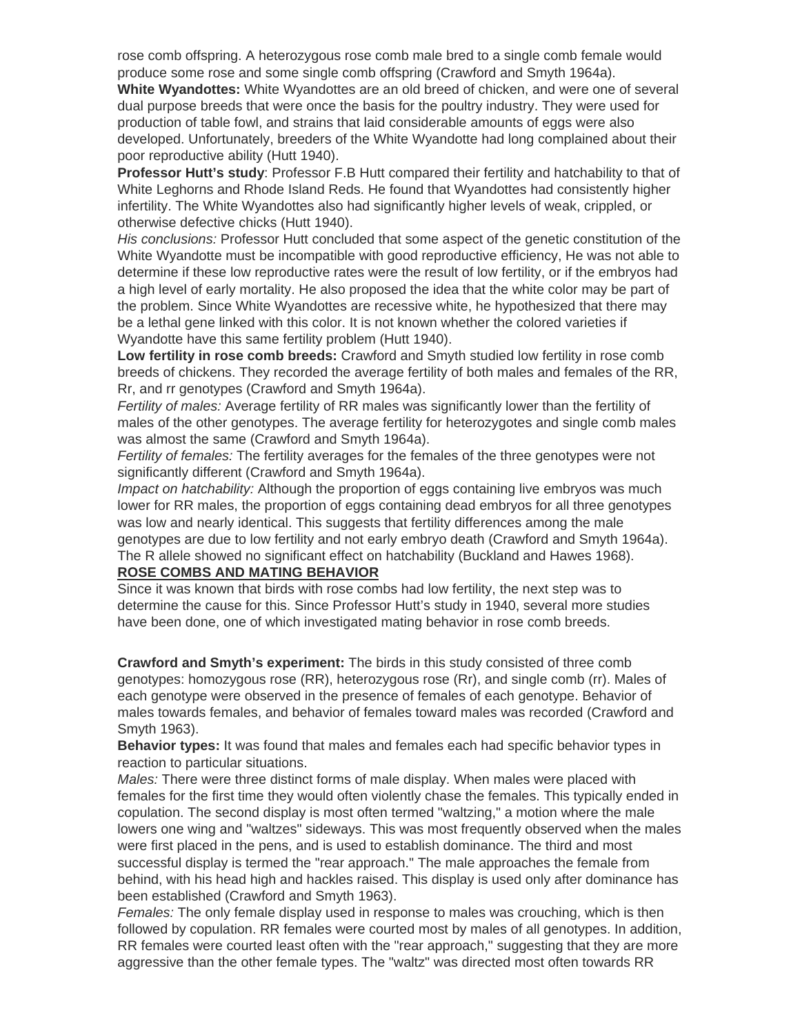rose comb offspring. A heterozygous rose comb male bred to a single comb female would produce some rose and some single comb offspring (Crawford and Smyth 1964a).

**White Wyandottes:** White Wyandottes are an old breed of chicken, and were one of several dual purpose breeds that were once the basis for the poultry industry. They were used for production of table fowl, and strains that laid considerable amounts of eggs were also developed. Unfortunately, breeders of the White Wyandotte had long complained about their poor reproductive ability (Hutt 1940).

**Professor Hutt's study**: Professor F.B Hutt compared their fertility and hatchability to that of White Leghorns and Rhode Island Reds. He found that Wyandottes had consistently higher infertility. The White Wyandottes also had significantly higher levels of weak, crippled, or otherwise defective chicks (Hutt 1940).

*His conclusions:* Professor Hutt concluded that some aspect of the genetic constitution of the White Wyandotte must be incompatible with good reproductive efficiency, He was not able to determine if these low reproductive rates were the result of low fertility, or if the embryos had a high level of early mortality. He also proposed the idea that the white color may be part of the problem. Since White Wyandottes are recessive white, he hypothesized that there may be a lethal gene linked with this color. It is not known whether the colored varieties if Wyandotte have this same fertility problem (Hutt 1940).

**Low fertility in rose comb breeds:** Crawford and Smyth studied low fertility in rose comb breeds of chickens. They recorded the average fertility of both males and females of the RR, Rr, and rr genotypes (Crawford and Smyth 1964a).

*Fertility of males:* Average fertility of RR males was significantly lower than the fertility of males of the other genotypes. The average fertility for heterozygotes and single comb males was almost the same (Crawford and Smyth 1964a).

*Fertility of females:* The fertility averages for the females of the three genotypes were not significantly different (Crawford and Smyth 1964a).

*Impact on hatchability:* Although the proportion of eggs containing live embryos was much lower for RR males, the proportion of eggs containing dead embryos for all three genotypes was low and nearly identical. This suggests that fertility differences among the male genotypes are due to low fertility and not early embryo death (Crawford and Smyth 1964a). The R allele showed no significant effect on hatchability (Buckland and Hawes 1968).

## ROSE COMBS AND MATING BEHAVIOR

Since it was known that birds with rose combs had low fertility, the next step was to determine the cause for this. Since Professor Hutt's study in 1940, several more studies have been done, one of which investigated mating behavior in rose comb breeds.

**Crawford and Smyth's experiment:** The birds in this study consisted of three comb genotypes: homozygous rose (RR), heterozygous rose (Rr), and single comb (rr). Males of each genotype were observed in the presence of females of each genotype. Behavior of males towards females, and behavior of females toward males was recorded (Crawford and Smyth 1963).

**Behavior types:** It was found that males and females each had specific behavior types in reaction to particular situations.

*Males:* There were three distinct forms of male display. When males were placed with females for the first time they would often violently chase the females. This typically ended in copulation. The second display is most often termed "waltzing," a motion where the male lowers one wing and "waltzes" sideways. This was most frequently observed when the males were first placed in the pens, and is used to establish dominance. The third and most successful display is termed the "rear approach." The male approaches the female from behind, with his head high and hackles raised. This display is used only after dominance has been established (Crawford and Smyth 1963).

*Females:* The only female display used in response to males was crouching, which is then followed by copulation. RR females were courted most by males of all genotypes. In addition, RR females were courted least often with the "rear approach," suggesting that they are more aggressive than the other female types. The "waltz" was directed most often towards RR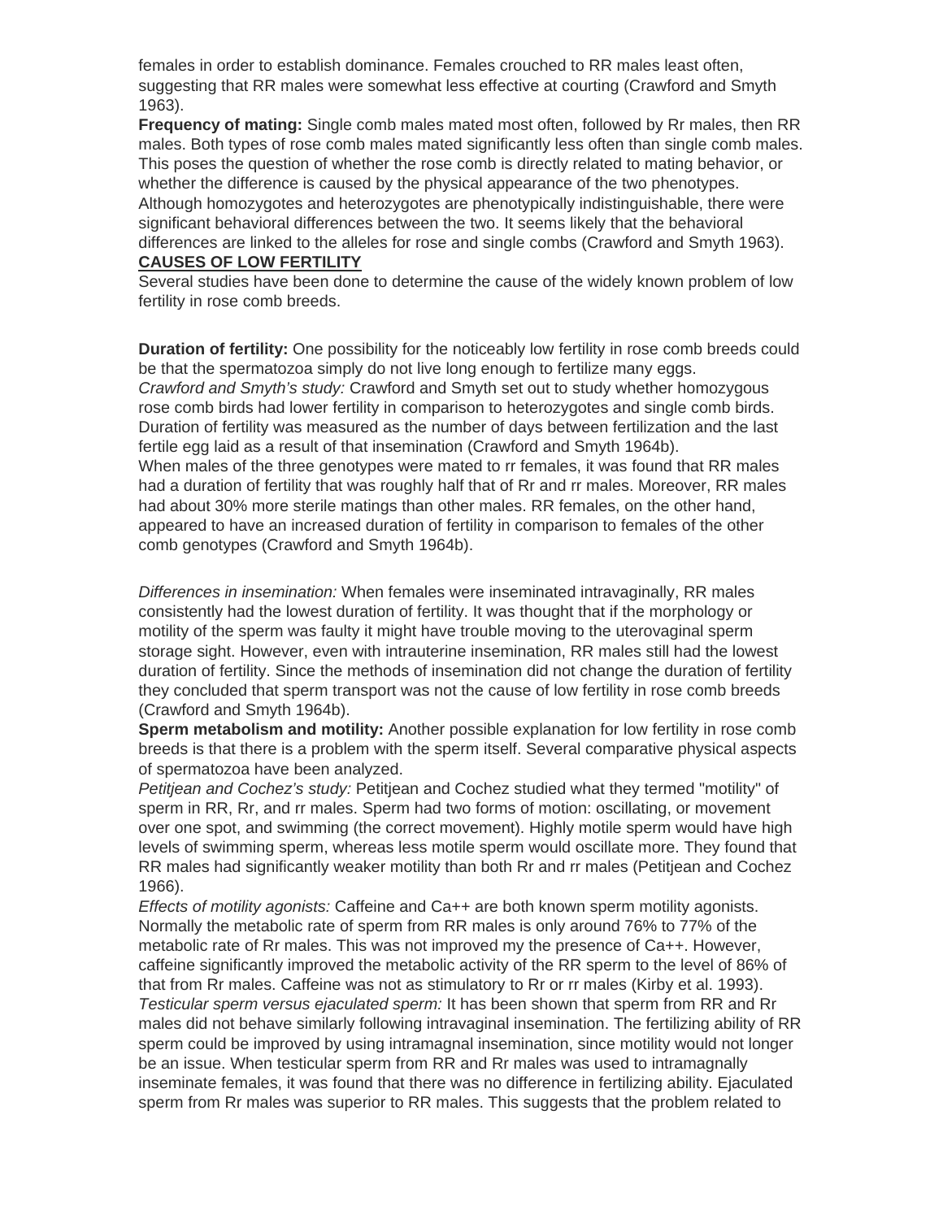females in order to establish dominance. Females crouched to RR males least often, suggesting that RR males were somewhat less effective at courting (Crawford and Smyth 1963).

**Frequency of mating:** Single comb males mated most often, followed by Rr males, then RR males. Both types of rose comb males mated significantly less often than single comb males. This poses the question of whether the rose comb is directly related to mating behavior, or whether the difference is caused by the physical appearance of the two phenotypes. Although homozygotes and heterozygotes are phenotypically indistinguishable, there were significant behavioral differences between the two. It seems likely that the behavioral differences are linked to the alleles for rose and single combs (Crawford and Smyth 1963).

## CAUSES OF LOW FERTILITY

Several studies have been done to determine the cause of the widely known problem of low fertility in rose comb breeds.

**Duration of fertility:** One possibility for the noticeably low fertility in rose comb breeds could be that the spermatozoa simply do not live long enough to fertilize many eggs.

*Crawford and Smyth's study:* Crawford and Smyth set out to study whether homozygous rose comb birds had lower fertility in comparison to heterozygotes and single comb birds. Duration of fertility was measured as the number of days between fertilization and the last fertile egg laid as a result of that insemination (Crawford and Smyth 1964b).

When males of the three genotypes were mated to rr females, it was found that RR males had a duration of fertility that was roughly half that of Rr and rr males. Moreover, RR males had about 30% more sterile matings than other males. RR females, on the other hand, appeared to have an increased duration of fertility in comparison to females of the other comb genotypes (Crawford and Smyth 1964b).

*Differences in insemination:* When females were inseminated intravaginally, RR males consistently had the lowest duration of fertility. It was thought that if the morphology or motility of the sperm was faulty it might have trouble moving to the uterovaginal sperm storage sight. However, even with intrauterine insemination, RR males still had the lowest duration of fertility. Since the methods of insemination did not change the duration of fertility they concluded that sperm transport was not the cause of low fertility in rose comb breeds (Crawford and Smyth 1964b).

**Sperm metabolism and motility:** Another possible explanation for low fertility in rose comb breeds is that there is a problem with the sperm itself. Several comparative physical aspects of spermatozoa have been analyzed.

*Petitjean and Cochez's study:* Petitjean and Cochez studied what they termed "motility" of sperm in RR, Rr, and rr males. Sperm had two forms of motion: oscillating, or movement over one spot, and swimming (the correct movement). Highly motile sperm would have high levels of swimming sperm, whereas less motile sperm would oscillate more. They found that RR males had significantly weaker motility than both Rr and rr males (Petitjean and Cochez 1966).

*Effects of motility agonists:* Caffeine and $Ca^{++}$ are both known sperm motility agonists. Normally the metabolic rate of sperm from RR males is only around 76% to 77% of the metabolic rate of Rr males. This was not improved my the presence of $Ca^{++}$. However, caffeine significantly improved the metabolic activity of the RR sperm to the level of 86% of that from Rr males. Caffeine was not as stimulatory to Rr or rr males (Kirby et al. 1993).

*Testicular sperm versus ejaculated sperm:* It has been shown that sperm from RR and Rr males did not behave similarly following intravaginal insemination. The fertilizing ability of RR sperm could be improved by using intramagnal insemination, since motility would not longer be an issue. When testicular sperm from RR and Rr males was used to intramagnally inseminate females, it was found that there was no difference in fertilizing ability. Ejaculated sperm from Rr males was superior to RR males. This suggests that the problem related to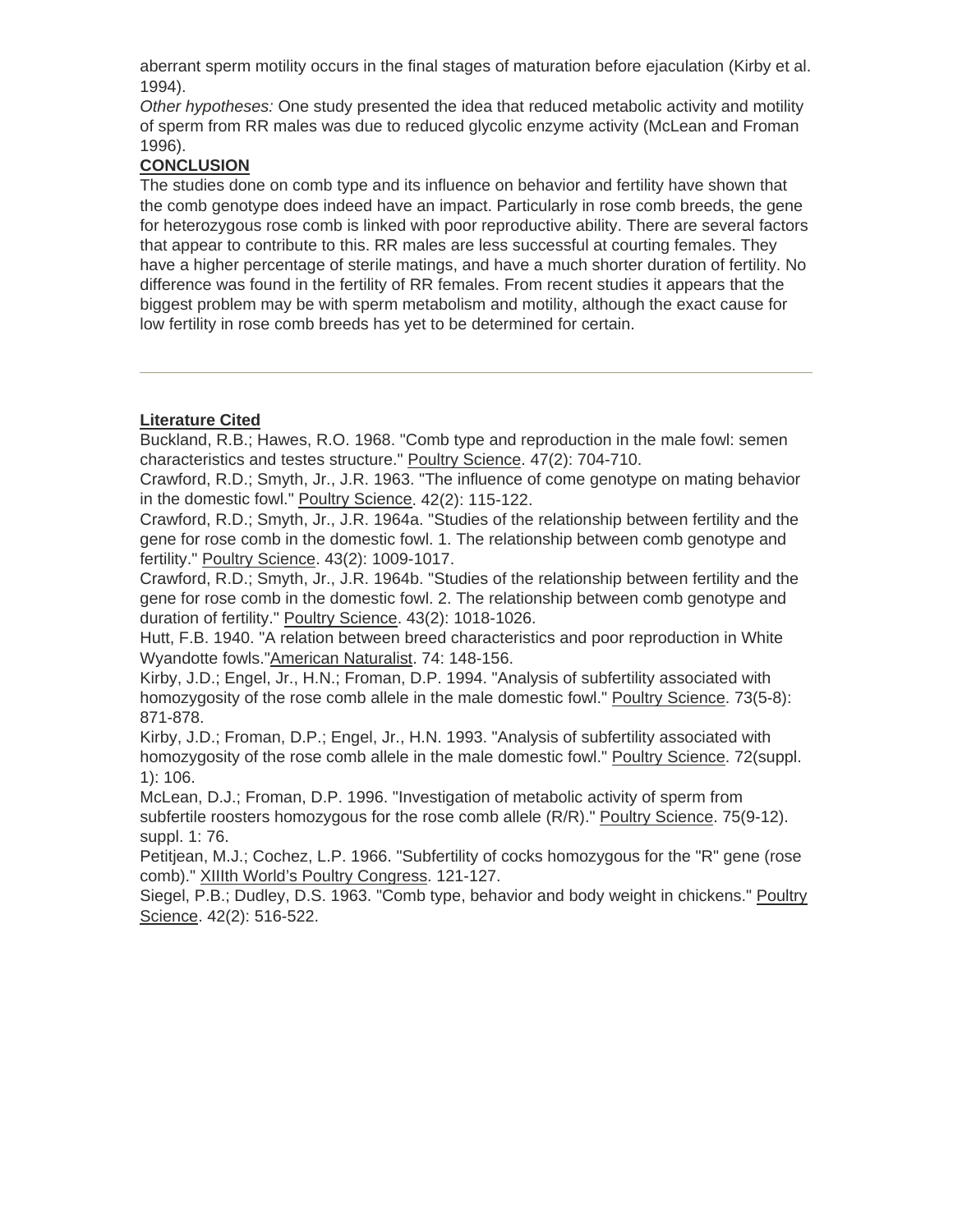aberrant sperm motility occurs in the final stages of maturation before ejaculation (Kirby et al. 1994).

*Other hypotheses:* One study presented the idea that reduced metabolic activity and motility of sperm from RR males was due to reduced glycolic enzyme activity (McLean and Froman 1996).

**CONCLUSION**

The studies done on comb type and its influence on behavior and fertility have shown that the comb genotype does indeed have an impact. Particularly in rose comb breeds, the gene for heterozygous rose comb is linked with poor reproductive ability. There are several factors that appear to contribute to this. RR males are less successful at courting females. They have a higher percentage of sterile matings, and have a much shorter duration of fertility. No difference was found in the fertility of RR females. From recent studies it appears that the biggest problem may be with sperm metabolism and motility, although the exact cause for low fertility in rose comb breeds has yet to be determined for certain.

---

**Literature Cited**

Buckland, R.B.; Hawes, R.O. 1968. "Comb type and reproduction in the male fowl: semen characteristics and testes structure." Poultry Science. 47(2): 704-710.

Crawford, R.D.; Smyth, Jr., J.R. 1963. "The influence of come genotype on mating behavior in the domestic fowl." Poultry Science. 42(2): 115-122.

Crawford, R.D.; Smyth, Jr., J.R. 1964a. "Studies of the relationship between fertility and the gene for rose comb in the domestic fowl. 1. The relationship between comb genotype and fertility." Poultry Science. 43(2): 1009-1017.

Crawford, R.D.; Smyth, Jr., J.R. 1964b. "Studies of the relationship between fertility and the gene for rose comb in the domestic fowl. 2. The relationship between comb genotype and duration of fertility." Poultry Science. 43(2): 1018-1026.

Hutt, F.B. 1940. "A relation between breed characteristics and poor reproduction in White Wyandotte fowls."American Naturalist. 74: 148-156.

Kirby, J.D.; Engel, Jr., H.N.; Froman, D.P. 1994. "Analysis of subfertility associated with homozygosity of the rose comb allele in the male domestic fowl." Poultry Science. 73(5-8): 871-878.

Kirby, J.D.; Froman, D.P.; Engel, Jr., H.N. 1993. "Analysis of subfertility associated with homozygosity of the rose comb allele in the male domestic fowl." Poultry Science. 72(suppl. 1): 106.

McLean, D.J.; Froman, D.P. 1996. "Investigation of metabolic activity of sperm from subfertile roosters homozygous for the rose comb allele (R/R)." Poultry Science. 75(9-12). suppl. 1: 76.

Petitjean, M.J.; Cochez, L.P. 1966. "Subfertility of cocks homozygous for the "R" gene (rose comb)." XIIIth World's Poultry Congress. 121-127.

Siegel, P.B.; Dudley, D.S. 1963. "Comb type, behavior and body weight in chickens." Poultry Science. 42(2): 516-522.